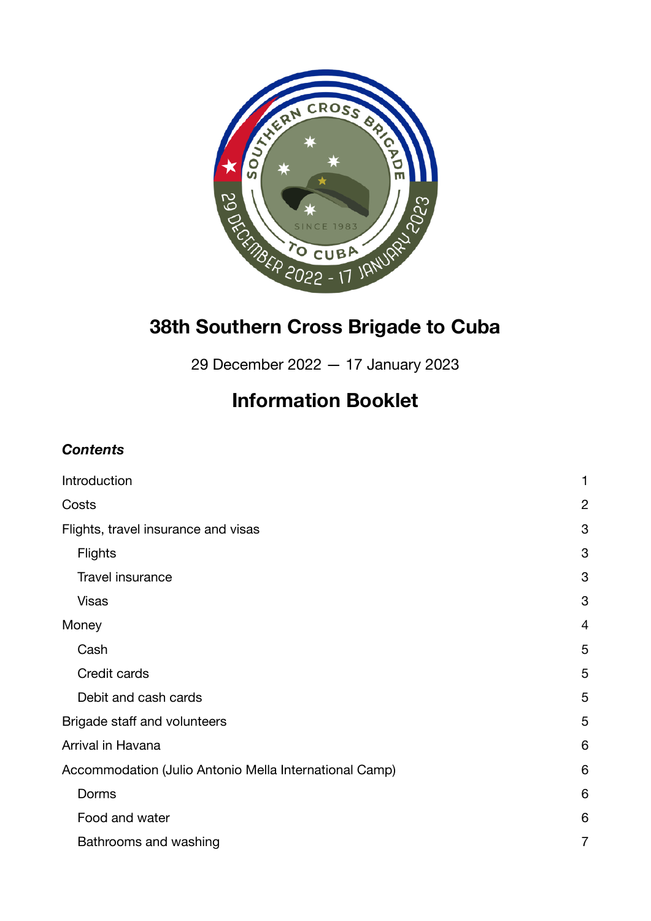# 38th Southern Cross Brigade to Cuba

29 December 2022 — 17 January 2023

## Information Booklet

***Contents***

| | |
|---|---|
| Introduction | 1 |
| Costs | 2 |
| Flights, travel insurance and visas | 3 |
| Flights | 3 |
| Travel insurance | 3 |
| Visas | 3 |
| Money | 4 |
| Cash | 5 |
| Credit cards | 5 |
| Debit and cash cards | 5 |
| Brigade staff and volunteers | 5 |
| Arrival in Havana | 6 |
| Accommodation (Julio Antonio Mella International Camp) | 6 |
| Dorms | 6 |
| Food and water | 6 |
| Bathrooms and washing | 7 |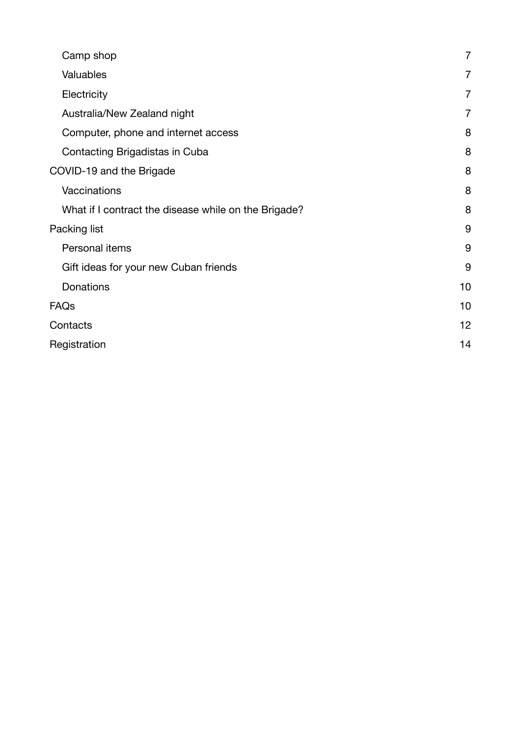| | |
|---|---|
| Camp shop | 7 |
| Valuables | 7 |
| Electricity | 7 |
| Australia/New Zealand night | 7 |
| Computer, phone and internet access | 8 |
| Contacting Brigadistas in Cuba | 8 |
| COVID-19 and the Brigade | 8 |
| Vaccinations | 8 |
| What if I contract the disease while on the Brigade? | 8 |
| Packing list | 9 |
| Personal items | 9 |
| Gift ideas for your new Cuban friends | 9 |
| Donations | 10 |
| FAQs | 10 |
| Contacts | 12 |
| Registration | 14 |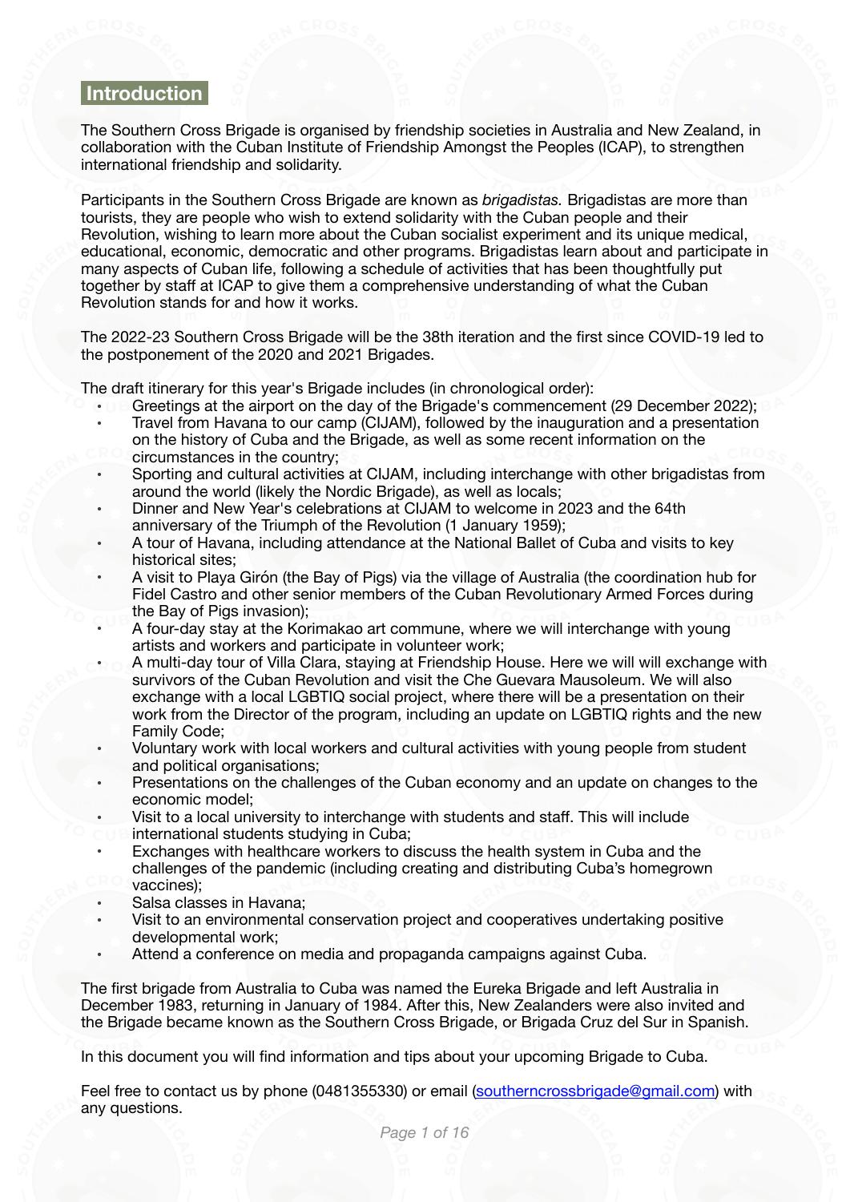## Introduction

The Southern Cross Brigade is organised by friendship societies in Australia and New Zealand, in collaboration with the Cuban Institute of Friendship Amongst the Peoples (ICAP), to strengthen international friendship and solidarity.

Participants in the Southern Cross Brigade are known as *brigadistas.* Brigadistas are more than tourists, they are people who wish to extend solidarity with the Cuban people and their Revolution, wishing to learn more about the Cuban socialist experiment and its unique medical, educational, economic, democratic and other programs. Brigadistas learn about and participate in many aspects of Cuban life, following a schedule of activities that has been thoughtfully put together by staff at ICAP to give them a comprehensive understanding of what the Cuban Revolution stands for and how it works.

The 2022-23 Southern Cross Brigade will be the 38th iteration and the first since COVID-19 led to the postponement of the 2020 and 2021 Brigades.

The draft itinerary for this year's Brigade includes (in chronological order):

- Greetings at the airport on the day of the Brigade's commencement (29 December 2022);
- Travel from Havana to our camp (CIJAM), followed by the inauguration and a presentation on the history of Cuba and the Brigade, as well as some recent information on the circumstances in the country;
- Sporting and cultural activities at CIJAM, including interchange with other brigadistas from around the world (likely the Nordic Brigade), as well as locals;
- Dinner and New Year's celebrations at CIJAM to welcome in 2023 and the 64th anniversary of the Triumph of the Revolution (1 January 1959);
- A tour of Havana, including attendance at the National Ballet of Cuba and visits to key historical sites;
- A visit to Playa Girón (the Bay of Pigs) via the village of Australia (the coordination hub for Fidel Castro and other senior members of the Cuban Revolutionary Armed Forces during the Bay of Pigs invasion);
- A four-day stay at the Korimakao art commune, where we will interchange with young artists and workers and participate in volunteer work;
- A multi-day tour of Villa Clara, staying at Friendship House. Here we will will exchange with survivors of the Cuban Revolution and visit the Che Guevara Mausoleum. We will also exchange with a local LGBTIQ social project, where there will be a presentation on their work from the Director of the program, including an update on LGBTIQ rights and the new Family Code;
- Voluntary work with local workers and cultural activities with young people from student and political organisations;
- Presentations on the challenges of the Cuban economy and an update on changes to the economic model;
- Visit to a local university to interchange with students and staff. This will include international students studying in Cuba;
- Exchanges with healthcare workers to discuss the health system in Cuba and the challenges of the pandemic (including creating and distributing Cuba's homegrown vaccines);
- Salsa classes in Havana;
- Visit to an environmental conservation project and cooperatives undertaking positive developmental work;
- Attend a conference on media and propaganda campaigns against Cuba.

The first brigade from Australia to Cuba was named the Eureka Brigade and left Australia in December 1983, returning in January of 1984. After this, New Zealanders were also invited and the Brigade became known as the Southern Cross Brigade, or Brigada Cruz del Sur in Spanish.

In this document you will find information and tips about your upcoming Brigade to Cuba.

Feel free to contact us by phone (0481355330) or email (southerncrossbrigade@gmail.com) with any questions.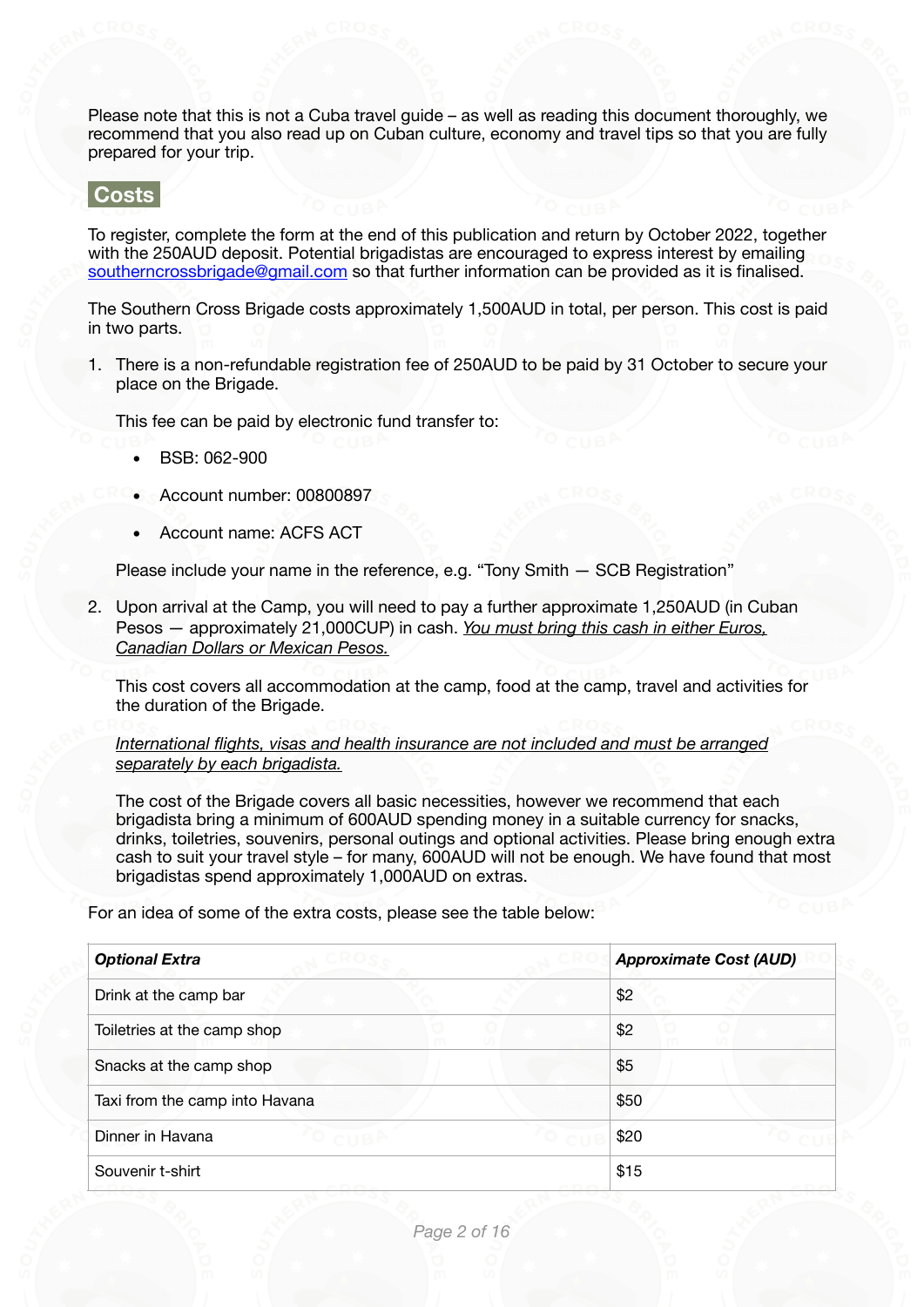Please note that this is not a Cuba travel guide – as well as reading this document thoroughly, we recommend that you also read up on Cuban culture, economy and travel tips so that you are fully prepared for your trip.

## Costs

To register, complete the form at the end of this publication and return by October 2022, together with the 250AUD deposit. Potential brigadistas are encouraged to express interest by emailing southerncrossbrigade@gmail.com so that further information can be provided as it is finalised.

The Southern Cross Brigade costs approximately 1,500AUD in total, per person. This cost is paid in two parts.

1. There is a non-refundable registration fee of 250AUD to be paid by 31 October to secure your place on the Brigade.

   This fee can be paid by electronic fund transfer to:

   - BSB: 062-900
   - Account number: 00800897
   - Account name: ACFS ACT

   Please include your name in the reference, e.g. "Tony Smith — SCB Registration"

2. Upon arrival at the Camp, you will need to pay a further approximate 1,250AUD (in Cuban Pesos — approximately 21,000CUP) in cash. *You must bring this cash in either Euros, Canadian Dollars or Mexican Pesos.*

   This cost covers all accommodation at the camp, food at the camp, travel and activities for the duration of the Brigade.

   *International flights, visas and health insurance are not included and must be arranged separately by each brigadista.*

   The cost of the Brigade covers all basic necessities, however we recommend that each brigadista bring a minimum of 600AUD spending money in a suitable currency for snacks, drinks, toiletries, souvenirs, personal outings and optional activities. Please bring enough extra cash to suit your travel style – for many, 600AUD will not be enough. We have found that most brigadistas spend approximately 1,000AUD on extras.

For an idea of some of the extra costs, please see the table below:

| ***Optional Extra*** | ***Approximate Cost (AUD)*** |
|---|---|
| Drink at the camp bar | $2 |
| Toiletries at the camp shop | $2 |
| Snacks at the camp shop | $5 |
| Taxi from the camp into Havana | $50 |
| Dinner in Havana | $20 |
| Souvenir t-shirt | $15 |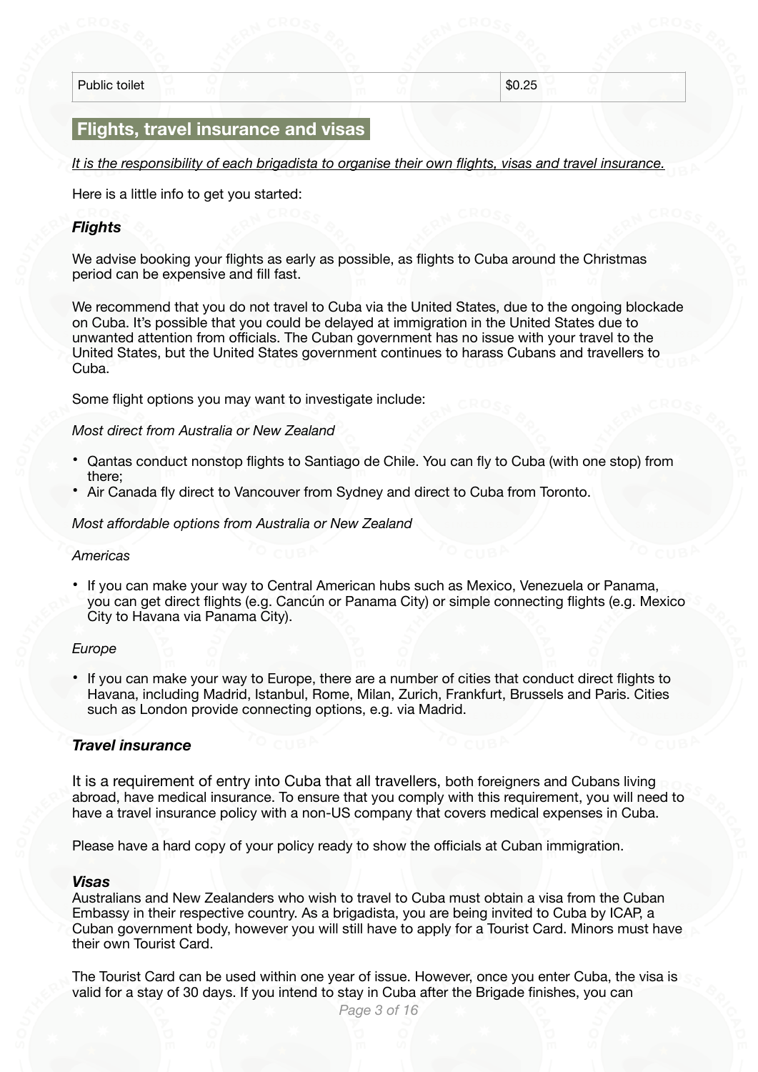| Public toilet | $0.25 |
|---|---|

## Flights, travel insurance and visas

_It is the responsibility of each brigadista to organise their own flights, visas and travel insurance._

Here is a little info to get you started:

### *Flights*

We advise booking your flights as early as possible, as flights to Cuba around the Christmas period can be expensive and fill fast.

We recommend that you do not travel to Cuba via the United States, due to the ongoing blockade on Cuba. It's possible that you could be delayed at immigration in the United States due to unwanted attention from officials. The Cuban government has no issue with your travel to the United States, but the United States government continues to harass Cubans and travellers to Cuba.

Some flight options you may want to investigate include:

*Most direct from Australia or New Zealand*

- Qantas conduct nonstop flights to Santiago de Chile. You can fly to Cuba (with one stop) from there;
- Air Canada fly direct to Vancouver from Sydney and direct to Cuba from Toronto.

*Most affordable options from Australia or New Zealand*

*Americas*

- If you can make your way to Central American hubs such as Mexico, Venezuela or Panama, you can get direct flights (e.g. Cancún or Panama City) or simple connecting flights (e.g. Mexico City to Havana via Panama City).

*Europe*

- If you can make your way to Europe, there are a number of cities that conduct direct flights to Havana, including Madrid, Istanbul, Rome, Milan, Zurich, Frankfurt, Brussels and Paris. Cities such as London provide connecting options, e.g. via Madrid.

### *Travel insurance*

It is a requirement of entry into Cuba that all travellers, both foreigners and Cubans living abroad, have medical insurance. To ensure that you comply with this requirement, you will need to have a travel insurance policy with a non-US company that covers medical expenses in Cuba.

Please have a hard copy of your policy ready to show the officials at Cuban immigration.

### *Visas*

Australians and New Zealanders who wish to travel to Cuba must obtain a visa from the Cuban Embassy in their respective country. As a brigadista, you are being invited to Cuba by ICAP, a Cuban government body, however you will still have to apply for a Tourist Card. Minors must have their own Tourist Card.

The Tourist Card can be used within one year of issue. However, once you enter Cuba, the visa is valid for a stay of 30 days. If you intend to stay in Cuba after the Brigade finishes, you can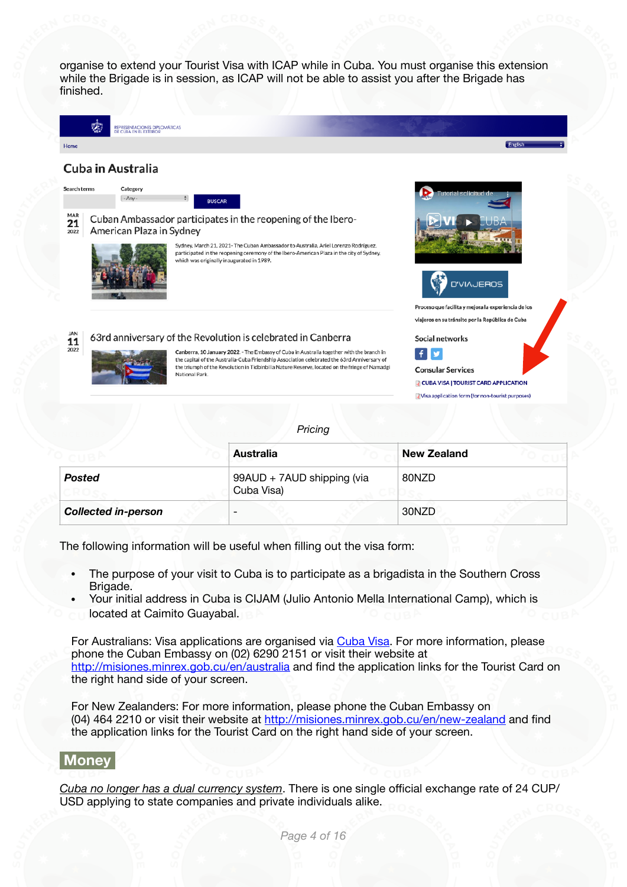organise to extend your Tourist Visa with ICAP while in Cuba. You must organise this extension while the Brigade is in session, as ICAP will not be able to assist you after the Brigade has finished.

*Pricing*

| | Australia | New Zealand |
|---|---|---|
| ***Posted*** | 99AUD + 7AUD shipping (via Cuba Visa) | 80NZD |
| ***Collected in-person*** | - | 30NZD |

The following information will be useful when filling out the visa form:

- The purpose of your visit to Cuba is to participate as a brigadista in the Southern Cross Brigade.
- Your initial address in Cuba is CIJAM (Julio Antonio Mella International Camp), which is located at Caimito Guayabal.

For Australians: Visa applications are organised via Cuba Visa. For more information, please phone the Cuban Embassy on (02) 6290 2151 or visit their website at http://misiones.minrex.gob.cu/en/australia and find the application links for the Tourist Card on the right hand side of your screen.

For New Zealanders: For more information, please phone the Cuban Embassy on (04) 464 2210 or visit their website at http://misiones.minrex.gob.cu/en/new-zealand and find the application links for the Tourist Card on the right hand side of your screen.

## Money

*Cuba no longer has a dual currency system*. There is one single official exchange rate of 24 CUP/USD applying to state companies and private individuals alike.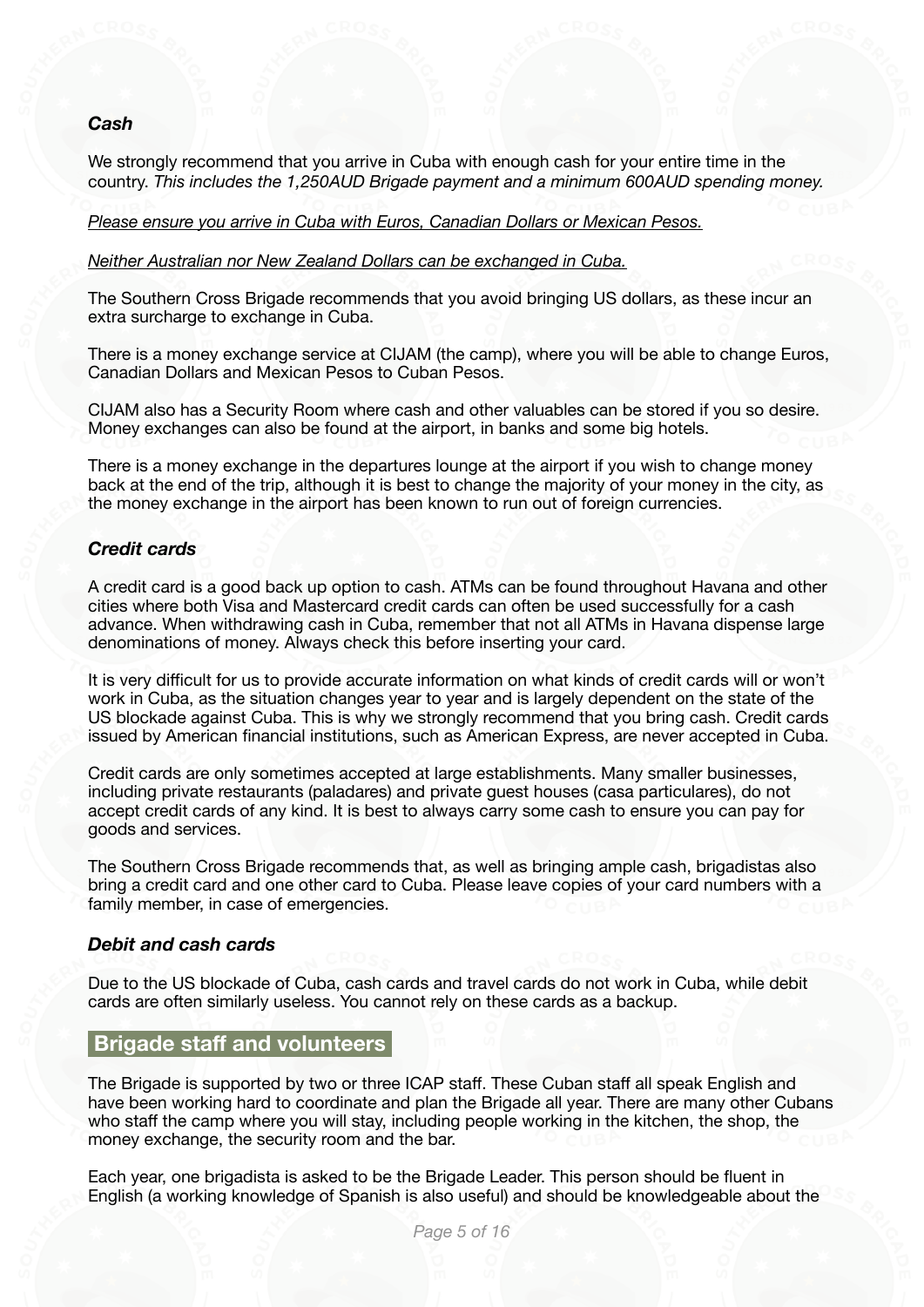### *Cash*

We strongly recommend that you arrive in Cuba with enough cash for your entire time in the country. *This includes the 1,250AUD Brigade payment and a minimum 600AUD spending money.*

*Please ensure you arrive in Cuba with Euros, Canadian Dollars or Mexican Pesos.*

*Neither Australian nor New Zealand Dollars can be exchanged in Cuba.*

The Southern Cross Brigade recommends that you avoid bringing US dollars, as these incur an extra surcharge to exchange in Cuba.

There is a money exchange service at CIJAM (the camp), where you will be able to change Euros, Canadian Dollars and Mexican Pesos to Cuban Pesos.

CIJAM also has a Security Room where cash and other valuables can be stored if you so desire. Money exchanges can also be found at the airport, in banks and some big hotels.

There is a money exchange in the departures lounge at the airport if you wish to change money back at the end of the trip, although it is best to change the majority of your money in the city, as the money exchange in the airport has been known to run out of foreign currencies.

### *Credit cards*

A credit card is a good back up option to cash. ATMs can be found throughout Havana and other cities where both Visa and Mastercard credit cards can often be used successfully for a cash advance. When withdrawing cash in Cuba, remember that not all ATMs in Havana dispense large denominations of money. Always check this before inserting your card.

It is very difficult for us to provide accurate information on what kinds of credit cards will or won't work in Cuba, as the situation changes year to year and is largely dependent on the state of the US blockade against Cuba. This is why we strongly recommend that you bring cash. Credit cards issued by American financial institutions, such as American Express, are never accepted in Cuba.

Credit cards are only sometimes accepted at large establishments. Many smaller businesses, including private restaurants (paladares) and private guest houses (casa particulares), do not accept credit cards of any kind. It is best to always carry some cash to ensure you can pay for goods and services.

The Southern Cross Brigade recommends that, as well as bringing ample cash, brigadistas also bring a credit card and one other card to Cuba. Please leave copies of your card numbers with a family member, in case of emergencies.

### *Debit and cash cards*

Due to the US blockade of Cuba, cash cards and travel cards do not work in Cuba, while debit cards are often similarly useless. You cannot rely on these cards as a backup.

## Brigade staff and volunteers

The Brigade is supported by two or three ICAP staff. These Cuban staff all speak English and have been working hard to coordinate and plan the Brigade all year. There are many other Cubans who staff the camp where you will stay, including people working in the kitchen, the shop, the money exchange, the security room and the bar.

Each year, one brigadista is asked to be the Brigade Leader. This person should be fluent in English (a working knowledge of Spanish is also useful) and should be knowledgeable about the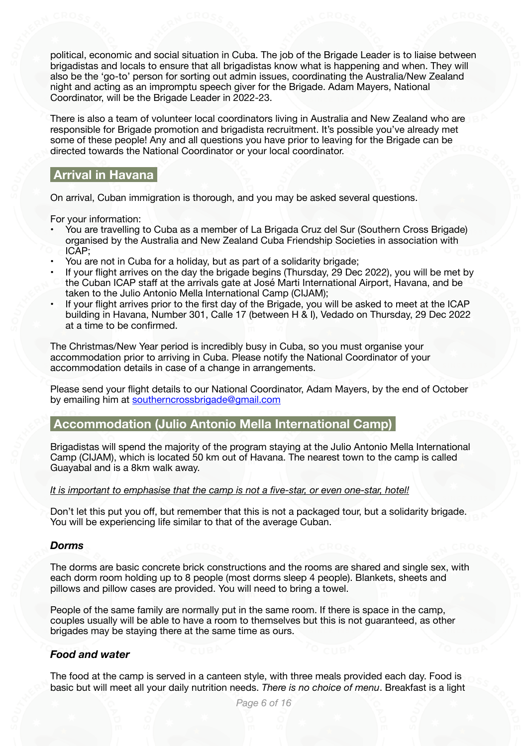political, economic and social situation in Cuba. The job of the Brigade Leader is to liaise between brigadistas and locals to ensure that all brigadistas know what is happening and when. They will also be the 'go-to' person for sorting out admin issues, coordinating the Australia/New Zealand night and acting as an impromptu speech giver for the Brigade. Adam Mayers, National Coordinator, will be the Brigade Leader in 2022-23.

There is also a team of volunteer local coordinators living in Australia and New Zealand who are responsible for Brigade promotion and brigadista recruitment. It's possible you've already met some of these people! Any and all questions you have prior to leaving for the Brigade can be directed towards the National Coordinator or your local coordinator.

## Arrival in Havana

On arrival, Cuban immigration is thorough, and you may be asked several questions.

For your information:

- You are travelling to Cuba as a member of La Brigada Cruz del Sur (Southern Cross Brigade) organised by the Australia and New Zealand Cuba Friendship Societies in association with ICAP;
- You are not in Cuba for a holiday, but as part of a solidarity brigade;
- If your flight arrives on the day the brigade begins (Thursday, 29 Dec 2022), you will be met by the Cuban ICAP staff at the arrivals gate at José Marti International Airport, Havana, and be taken to the Julio Antonio Mella International Camp (CIJAM);
- If your flight arrives prior to the first day of the Brigade, you will be asked to meet at the ICAP building in Havana, Number 301, Calle 17 (between H & I), Vedado on Thursday, 29 Dec 2022 at a time to be confirmed.

The Christmas/New Year period is incredibly busy in Cuba, so you must organise your accommodation prior to arriving in Cuba. Please notify the National Coordinator of your accommodation details in case of a change in arrangements.

Please send your flight details to our National Coordinator, Adam Mayers, by the end of October by emailing him at southerncrossbrigade@gmail.com

## Accommodation (Julio Antonio Mella International Camp)

Brigadistas will spend the majority of the program staying at the Julio Antonio Mella International Camp (CIJAM), which is located 50 km out of Havana. The nearest town to the camp is called Guayabal and is a 8km walk away.

*It is important to emphasise that the camp is not a five-star, or even one-star, hotel!*

Don't let this put you off, but remember that this is not a packaged tour, but a solidarity brigade. You will be experiencing life similar to that of the average Cuban.

### *Dorms*

The dorms are basic concrete brick constructions and the rooms are shared and single sex, with each dorm room holding up to 8 people (most dorms sleep 4 people). Blankets, sheets and pillows and pillow cases are provided. You will need to bring a towel.

People of the same family are normally put in the same room. If there is space in the camp, couples usually will be able to have a room to themselves but this is not guaranteed, as other brigades may be staying there at the same time as ours.

### *Food and water*

The food at the camp is served in a canteen style, with three meals provided each day. Food is basic but will meet all your daily nutrition needs. *There is no choice of menu*. Breakfast is a light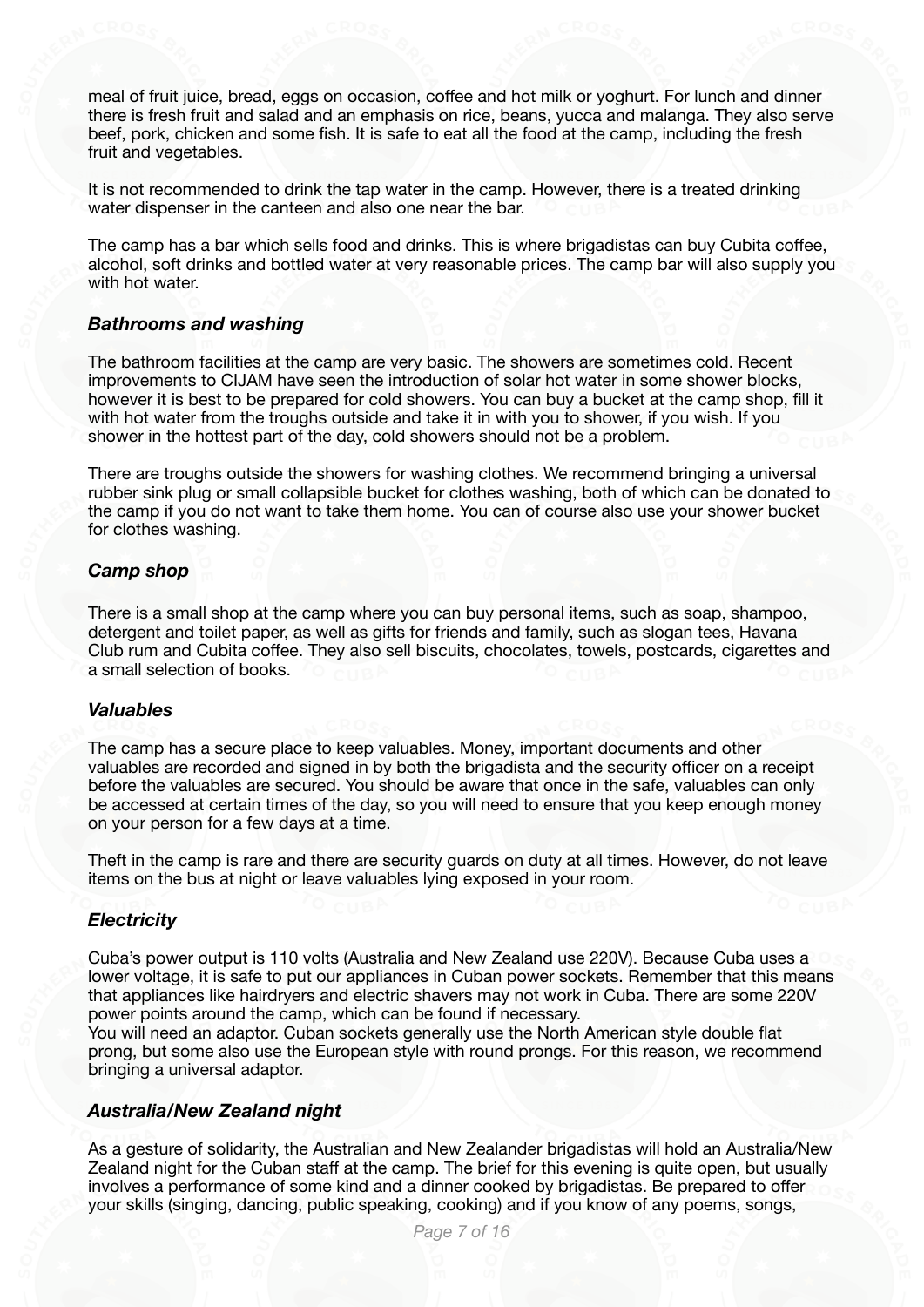meal of fruit juice, bread, eggs on occasion, coffee and hot milk or yoghurt. For lunch and dinner there is fresh fruit and salad and an emphasis on rice, beans, yucca and malanga. They also serve beef, pork, chicken and some fish. It is safe to eat all the food at the camp, including the fresh fruit and vegetables.

It is not recommended to drink the tap water in the camp. However, there is a treated drinking water dispenser in the canteen and also one near the bar.

The camp has a bar which sells food and drinks. This is where brigadistas can buy Cubita coffee, alcohol, soft drinks and bottled water at very reasonable prices. The camp bar will also supply you with hot water.

### *Bathrooms and washing*

The bathroom facilities at the camp are very basic. The showers are sometimes cold. Recent improvements to CIJAM have seen the introduction of solar hot water in some shower blocks, however it is best to be prepared for cold showers. You can buy a bucket at the camp shop, fill it with hot water from the troughs outside and take it in with you to shower, if you wish. If you shower in the hottest part of the day, cold showers should not be a problem.

There are troughs outside the showers for washing clothes. We recommend bringing a universal rubber sink plug or small collapsible bucket for clothes washing, both of which can be donated to the camp if you do not want to take them home. You can of course also use your shower bucket for clothes washing.

### *Camp shop*

There is a small shop at the camp where you can buy personal items, such as soap, shampoo, detergent and toilet paper, as well as gifts for friends and family, such as slogan tees, Havana Club rum and Cubita coffee. They also sell biscuits, chocolates, towels, postcards, cigarettes and a small selection of books.

### *Valuables*

The camp has a secure place to keep valuables. Money, important documents and other valuables are recorded and signed in by both the brigadista and the security officer on a receipt before the valuables are secured. You should be aware that once in the safe, valuables can only be accessed at certain times of the day, so you will need to ensure that you keep enough money on your person for a few days at a time.

Theft in the camp is rare and there are security guards on duty at all times. However, do not leave items on the bus at night or leave valuables lying exposed in your room.

### *Electricity*

Cuba's power output is 110 volts (Australia and New Zealand use 220V). Because Cuba uses a lower voltage, it is safe to put our appliances in Cuban power sockets. Remember that this means that appliances like hairdryers and electric shavers may not work in Cuba. There are some 220V power points around the camp, which can be found if necessary.
You will need an adaptor. Cuban sockets generally use the North American style double flat prong, but some also use the European style with round prongs. For this reason, we recommend bringing a universal adaptor.

### *Australia/New Zealand night*

As a gesture of solidarity, the Australian and New Zealander brigadistas will hold an Australia/New Zealand night for the Cuban staff at the camp. The brief for this evening is quite open, but usually involves a performance of some kind and a dinner cooked by brigadistas. Be prepared to offer your skills (singing, dancing, public speaking, cooking) and if you know of any poems, songs,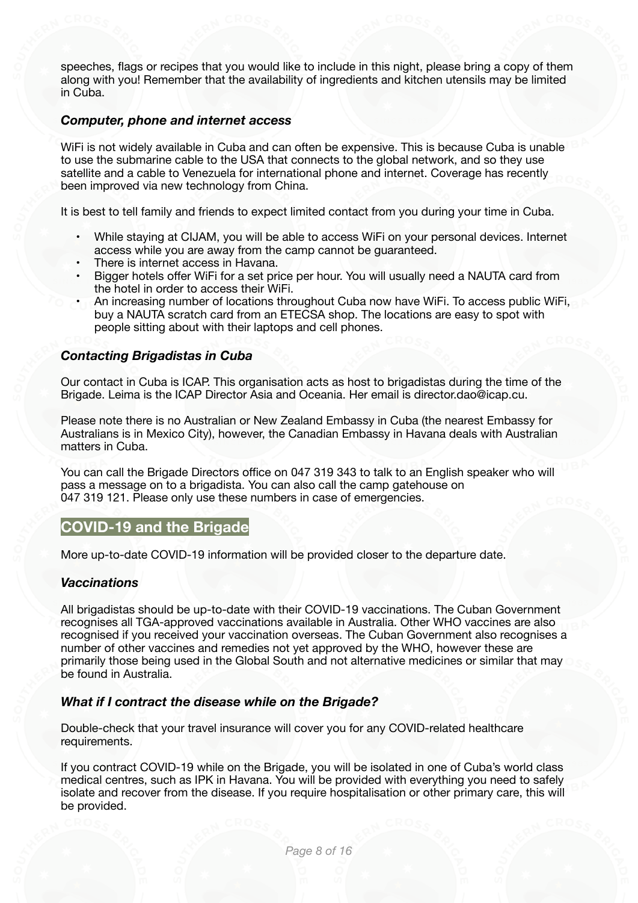speeches, flags or recipes that you would like to include in this night, please bring a copy of them along with you! Remember that the availability of ingredients and kitchen utensils may be limited in Cuba.

### *Computer, phone and internet access*

WiFi is not widely available in Cuba and can often be expensive. This is because Cuba is unable to use the submarine cable to the USA that connects to the global network, and so they use satellite and a cable to Venezuela for international phone and internet. Coverage has recently been improved via new technology from China.

It is best to tell family and friends to expect limited contact from you during your time in Cuba.

- While staying at CIJAM, you will be able to access WiFi on your personal devices. Internet access while you are away from the camp cannot be guaranteed.
- There is internet access in Havana.
- Bigger hotels offer WiFi for a set price per hour. You will usually need a NAUTA card from the hotel in order to access their WiFi.
- An increasing number of locations throughout Cuba now have WiFi. To access public WiFi, buy a NAUTA scratch card from an ETECSA shop. The locations are easy to spot with people sitting about with their laptops and cell phones.

### *Contacting Brigadistas in Cuba*

Our contact in Cuba is ICAP. This organisation acts as host to brigadistas during the time of the Brigade. Leima is the ICAP Director Asia and Oceania. Her email is director.dao@icap.cu.

Please note there is no Australian or New Zealand Embassy in Cuba (the nearest Embassy for Australians is in Mexico City), however, the Canadian Embassy in Havana deals with Australian matters in Cuba.

You can call the Brigade Directors office on 047 319 343 to talk to an English speaker who will pass a message on to a brigadista. You can also call the camp gatehouse on 047 319 121. Please only use these numbers in case of emergencies.

## COVID-19 and the Brigade

More up-to-date COVID-19 information will be provided closer to the departure date.

### *Vaccinations*

All brigadistas should be up-to-date with their COVID-19 vaccinations. The Cuban Government recognises all TGA-approved vaccinations available in Australia. Other WHO vaccines are also recognised if you received your vaccination overseas. The Cuban Government also recognises a number of other vaccines and remedies not yet approved by the WHO, however these are primarily those being used in the Global South and not alternative medicines or similar that may be found in Australia.

### *What if I contract the disease while on the Brigade?*

Double-check that your travel insurance will cover you for any COVID-related healthcare requirements.

If you contract COVID-19 while on the Brigade, you will be isolated in one of Cuba's world class medical centres, such as IPK in Havana. You will be provided with everything you need to safely isolate and recover from the disease. If you require hospitalisation or other primary care, this will be provided.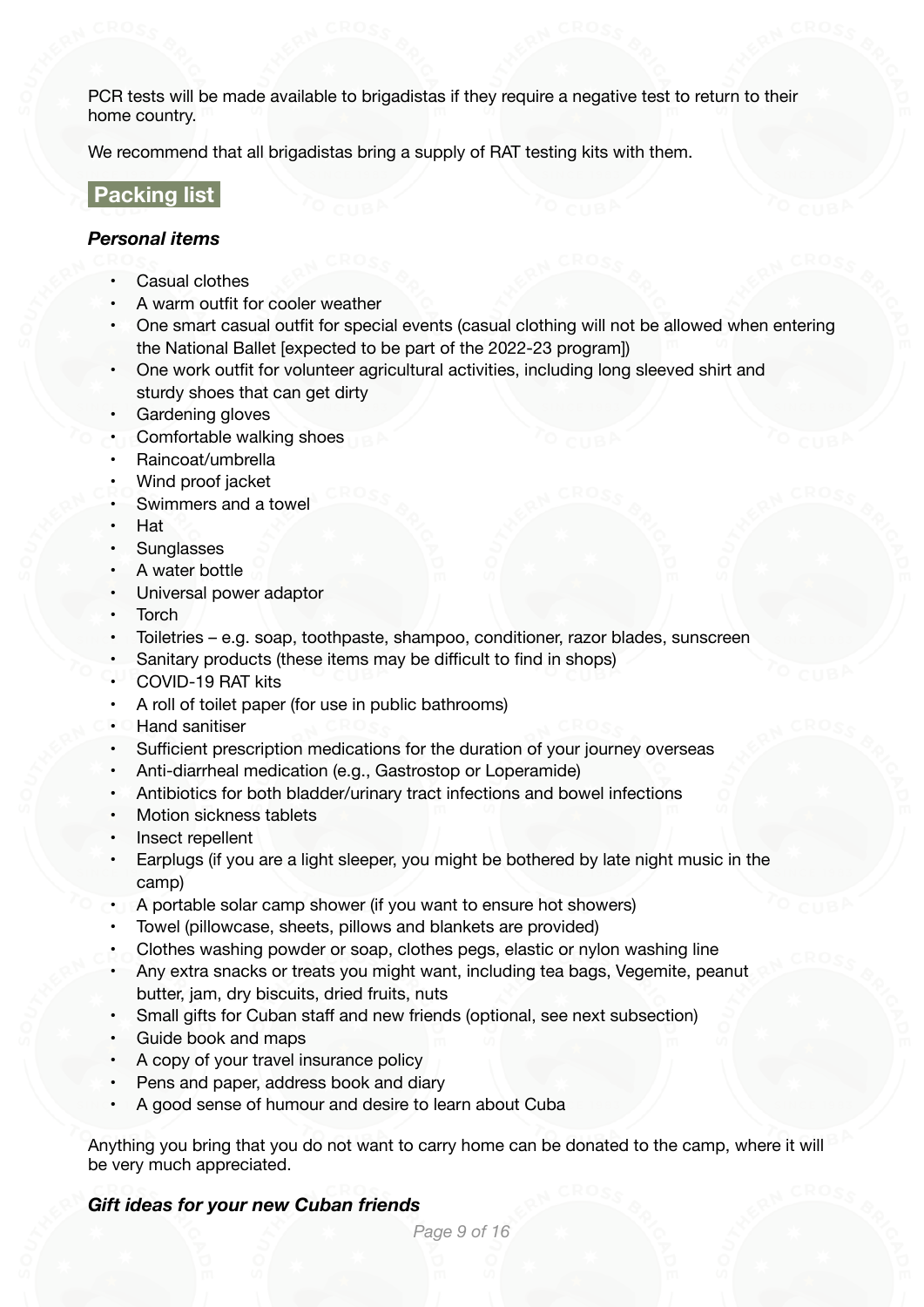PCR tests will be made available to brigadistas if they require a negative test to return to their home country.

We recommend that all brigadistas bring a supply of RAT testing kits with them.

## Packing list

### *Personal items*

- Casual clothes
- A warm outfit for cooler weather
- One smart casual outfit for special events (casual clothing will not be allowed when entering the National Ballet [expected to be part of the 2022-23 program])
- One work outfit for volunteer agricultural activities, including long sleeved shirt and sturdy shoes that can get dirty
- Gardening gloves
- Comfortable walking shoes
- Raincoat/umbrella
- Wind proof jacket
- Swimmers and a towel
- Hat
- Sunglasses
- A water bottle
- Universal power adaptor
- Torch
- Toiletries – e.g. soap, toothpaste, shampoo, conditioner, razor blades, sunscreen
- Sanitary products (these items may be difficult to find in shops)
- COVID-19 RAT kits
- A roll of toilet paper (for use in public bathrooms)
- Hand sanitiser
- Sufficient prescription medications for the duration of your journey overseas
- Anti-diarrheal medication (e.g., Gastrostop or Loperamide)
- Antibiotics for both bladder/urinary tract infections and bowel infections
- Motion sickness tablets
- Insect repellent
- Earplugs (if you are a light sleeper, you might be bothered by late night music in the camp)
- A portable solar camp shower (if you want to ensure hot showers)
- Towel (pillowcase, sheets, pillows and blankets are provided)
- Clothes washing powder or soap, clothes pegs, elastic or nylon washing line
- Any extra snacks or treats you might want, including tea bags, Vegemite, peanut butter, jam, dry biscuits, dried fruits, nuts
- Small gifts for Cuban staff and new friends (optional, see next subsection)
- Guide book and maps
- A copy of your travel insurance policy
- Pens and paper, address book and diary
- A good sense of humour and desire to learn about Cuba

Anything you bring that you do not want to carry home can be donated to the camp, where it will be very much appreciated.

### *Gift ideas for your new Cuban friends*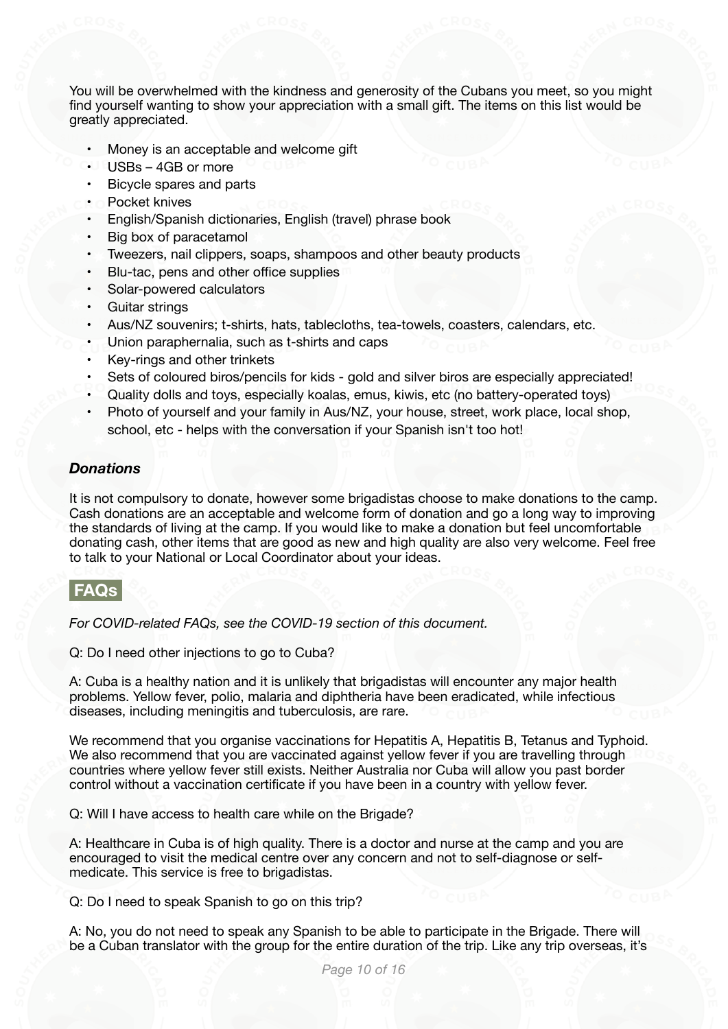You will be overwhelmed with the kindness and generosity of the Cubans you meet, so you might find yourself wanting to show your appreciation with a small gift. The items on this list would be greatly appreciated.

- Money is an acceptable and welcome gift
- USBs – 4GB or more
- Bicycle spares and parts
- Pocket knives
- English/Spanish dictionaries, English (travel) phrase book
- Big box of paracetamol
- Tweezers, nail clippers, soaps, shampoos and other beauty products
- Blu-tac, pens and other office supplies
- Solar-powered calculators
- Guitar strings
- Aus/NZ souvenirs; t-shirts, hats, tablecloths, tea-towels, coasters, calendars, etc.
- Union paraphernalia, such as t-shirts and caps
- Key-rings and other trinkets
- Sets of coloured biros/pencils for kids - gold and silver biros are especially appreciated!
- Quality dolls and toys, especially koalas, emus, kiwis, etc (no battery-operated toys)
- Photo of yourself and your family in Aus/NZ, your house, street, work place, local shop, school, etc - helps with the conversation if your Spanish isn't too hot!

### *Donations*

It is not compulsory to donate, however some brigadistas choose to make donations to the camp. Cash donations are an acceptable and welcome form of donation and go a long way to improving the standards of living at the camp. If you would like to make a donation but feel uncomfortable donating cash, other items that are good as new and high quality are also very welcome. Feel free to talk to your National or Local Coordinator about your ideas.

## FAQs

*For COVID-related FAQs, see the COVID-19 section of this document.*

Q: Do I need other injections to go to Cuba?

A: Cuba is a healthy nation and it is unlikely that brigadistas will encounter any major health problems. Yellow fever, polio, malaria and diphtheria have been eradicated, while infectious diseases, including meningitis and tuberculosis, are rare.

We recommend that you organise vaccinations for Hepatitis A, Hepatitis B, Tetanus and Typhoid. We also recommend that you are vaccinated against yellow fever if you are travelling through countries where yellow fever still exists. Neither Australia nor Cuba will allow you past border control without a vaccination certificate if you have been in a country with yellow fever.

Q: Will I have access to health care while on the Brigade?

A: Healthcare in Cuba is of high quality. There is a doctor and nurse at the camp and you are encouraged to visit the medical centre over any concern and not to self-diagnose or self-medicate. This service is free to brigadistas.

Q: Do I need to speak Spanish to go on this trip?

A: No, you do not need to speak any Spanish to be able to participate in the Brigade. There will be a Cuban translator with the group for the entire duration of the trip. Like any trip overseas, it's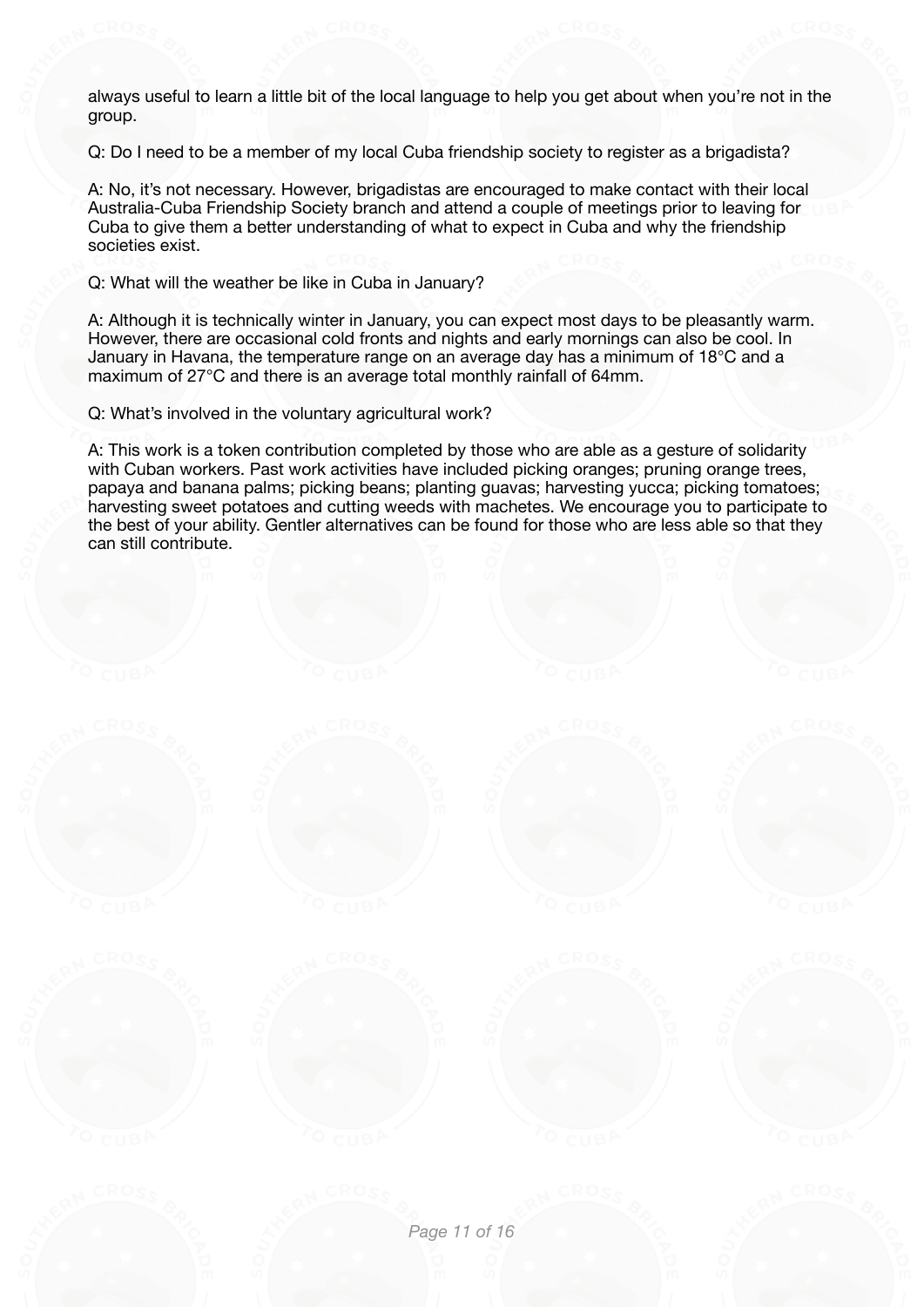always useful to learn a little bit of the local language to help you get about when you're not in the group.

Q: Do I need to be a member of my local Cuba friendship society to register as a brigadista?

A: No, it's not necessary. However, brigadistas are encouraged to make contact with their local Australia-Cuba Friendship Society branch and attend a couple of meetings prior to leaving for Cuba to give them a better understanding of what to expect in Cuba and why the friendship societies exist.

Q: What will the weather be like in Cuba in January?

A: Although it is technically winter in January, you can expect most days to be pleasantly warm. However, there are occasional cold fronts and nights and early mornings can also be cool. In January in Havana, the temperature range on an average day has a minimum of 18°C and a maximum of 27°C and there is an average total monthly rainfall of 64mm.

Q: What's involved in the voluntary agricultural work?

A: This work is a token contribution completed by those who are able as a gesture of solidarity with Cuban workers. Past work activities have included picking oranges; pruning orange trees, papaya and banana palms; picking beans; planting guavas; harvesting yucca; picking tomatoes; harvesting sweet potatoes and cutting weeds with machetes. We encourage you to participate to the best of your ability. Gentler alternatives can be found for those who are less able so that they can still contribute.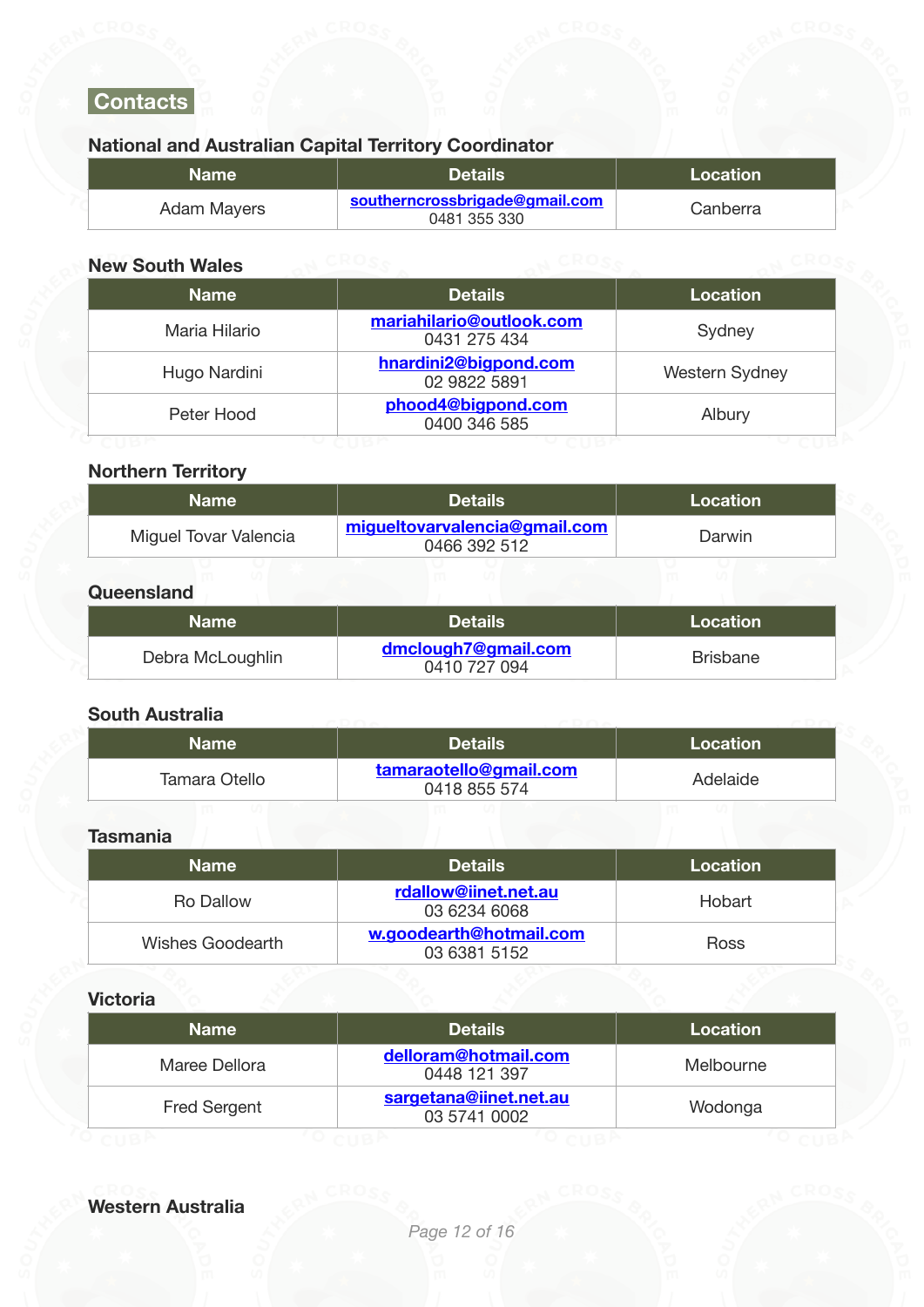## Contacts

### National and Australian Capital Territory Coordinator

| Name | Details | Location |
| --- | --- | --- |
| Adam Mayers | southerncrossbrigade@gmail.com<br>0481 355 330 | Canberra |

### New South Wales

| Name | Details | Location |
| --- | --- | --- |
| Maria Hilario | mariahilario@outlook.com<br>0431 275 434 | Sydney |
| Hugo Nardini | hnardini2@bigpond.com<br>02 9822 5891 | Western Sydney |
| Peter Hood | phood4@bigpond.com<br>0400 346 585 | Albury |

### Northern Territory

| Name | Details | Location |
| --- | --- | --- |
| Miguel Tovar Valencia | migueltovarvalencia@gmail.com<br>0466 392 512 | Darwin |

### Queensland

| Name | Details | Location |
| --- | --- | --- |
| Debra McLoughlin | dmclough7@gmail.com<br>0410 727 094 | Brisbane |

### South Australia

| Name | Details | Location |
| --- | --- | --- |
| Tamara Otello | tamaraotello@gmail.com<br>0418 855 574 | Adelaide |

### Tasmania

| Name | Details | Location |
| --- | --- | --- |
| Ro Dallow | rdallow@iinet.net.au<br>03 6234 6068 | Hobart |
| Wishes Goodearth | w.goodearth@hotmail.com<br>03 6381 5152 | Ross |

### Victoria

| Name | Details | Location |
| --- | --- | --- |
| Maree Dellora | delloram@hotmail.com<br>0448 121 397 | Melbourne |
| Fred Sergent | sargetana@iinet.net.au<br>03 5741 0002 | Wodonga |

### Western Australia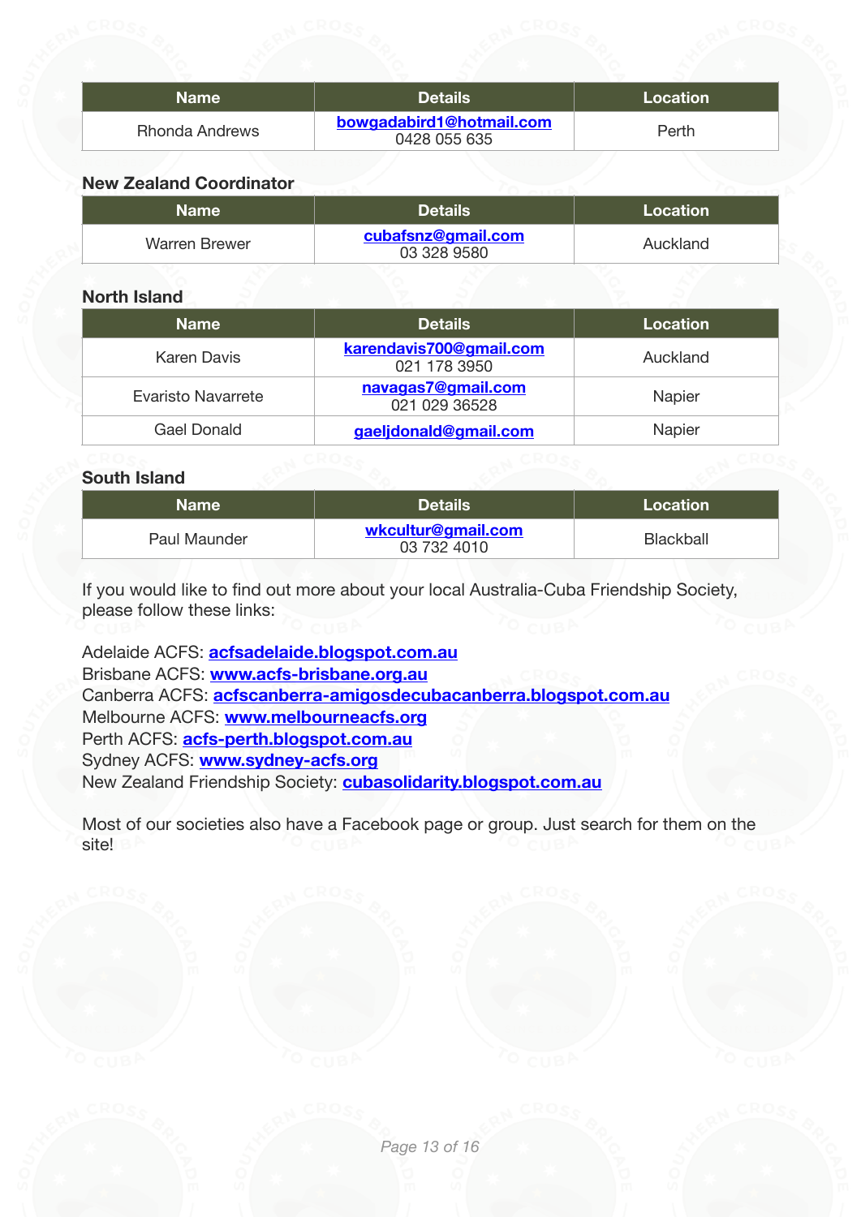| Name | Details | Location |
|---|---|---|
| Rhonda Andrews | bowgadabird1@hotmail.com<br>0428 055 635 | Perth |

### New Zealand Coordinator

| Name | Details | Location |
|---|---|---|
| Warren Brewer | cubafsnz@gmail.com<br>03 328 9580 | Auckland |

### North Island

| Name | Details | Location |
|---|---|---|
| Karen Davis | karendavis700@gmail.com<br>021 178 3950 | Auckland |
| Evaristo Navarrete | navagas7@gmail.com<br>021 029 36528 | Napier |
| Gael Donald | gaeljdonald@gmail.com | Napier |

### South Island

| Name | Details | Location |
|---|---|---|
| Paul Maunder | wkcultur@gmail.com<br>03 732 4010 | Blackball |

If you would like to find out more about your local Australia-Cuba Friendship Society, please follow these links:

Adelaide ACFS: **acfsadelaide.blogspot.com.au**
Brisbane ACFS: **www.acfs-brisbane.org.au**
Canberra ACFS: **acfscanberra-amigosdecubacanberra.blogspot.com.au**
Melbourne ACFS: **www.melbourneacfs.org**
Perth ACFS: **acfs-perth.blogspot.com.au**
Sydney ACFS: **www.sydney-acfs.org**
New Zealand Friendship Society: **cubasolidarity.blogspot.com.au**

Most of our societies also have a Facebook page or group. Just search for them on the site!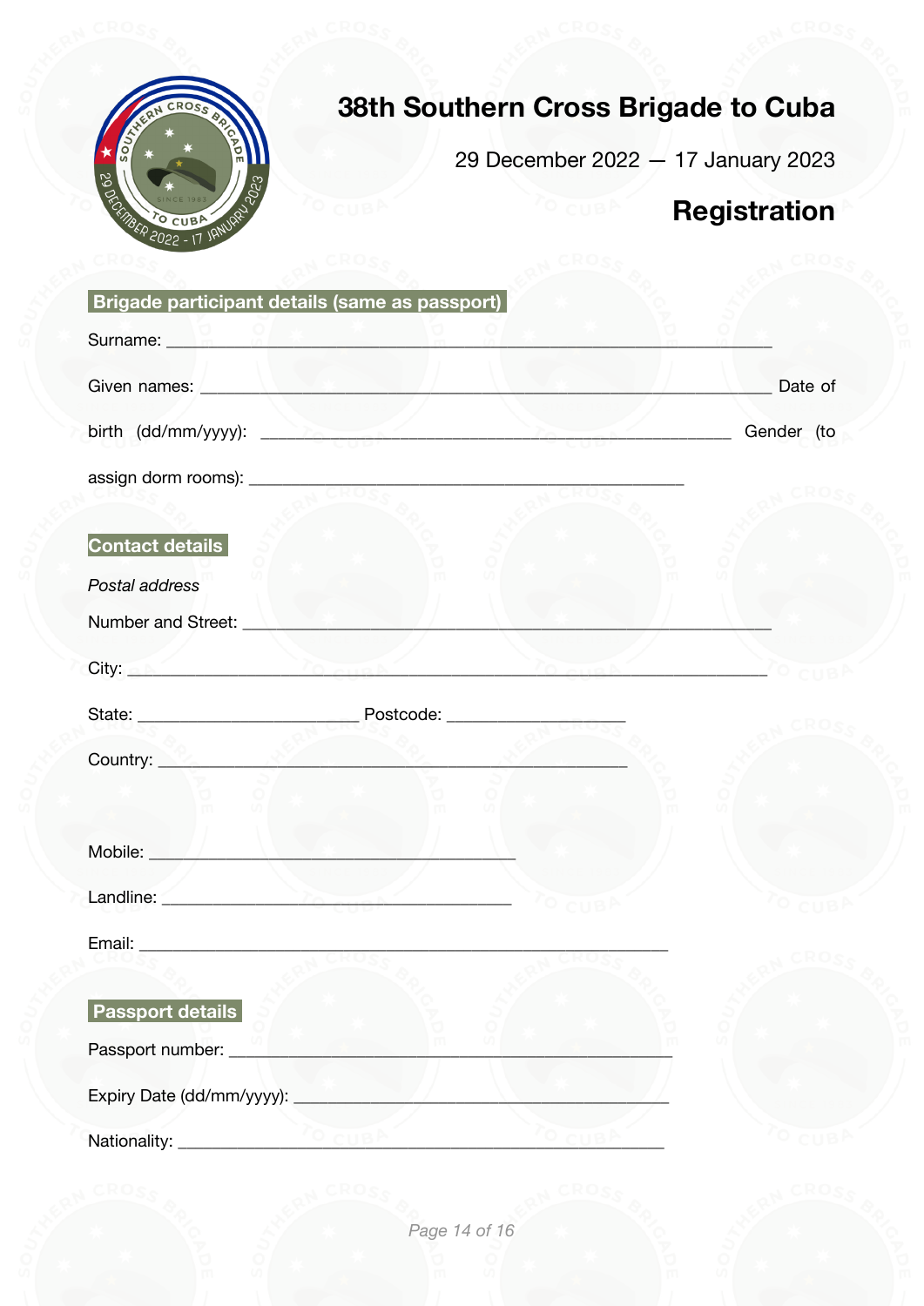# 38th Southern Cross Brigade to Cuba

29 December 2022 — 17 January 2023

## Registration

**Brigade participant details (same as passport)**

Surname: ______________________________________________________________

Given names: __________________________________________________________ Date of birth (dd/mm/yyyy): _______________________________________________ Gender (to assign dorm rooms): ___________________________________________

**Contact details**

*Postal address*

Number and Street: _____________________________________________________

City: ___________________________________________________________________

State: ______________________ Postcode: __________________

Country: ________________________________________________

Mobile: ______________________________________

Landline: ____________________________________

Email: ______________________________________________________

**Passport details**

Passport number: ______________________________________________

Expiry Date (dd/mm/yyyy): _______________________________________

Nationality: __________________________________________________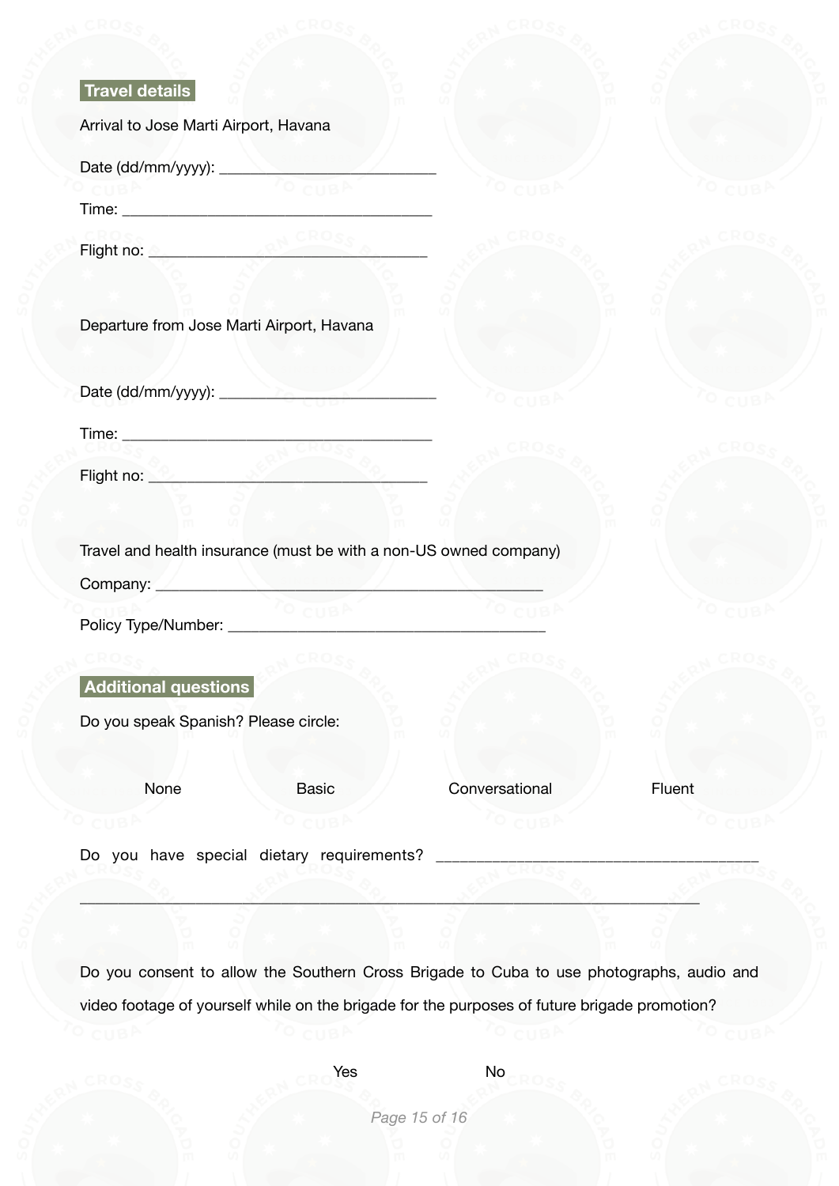## Travel details

Arrival to Jose Marti Airport, Havana

Date (dd/mm/yyyy): ___________________________

Time: ______________________________________

Flight no: __________________________________

Departure from Jose Marti Airport, Havana

Date (dd/mm/yyyy): ___________________________

Time: ______________________________________

Flight no: __________________________________

Travel and health insurance (must be with a non-US owned company)

Company: ________________________________________________

Policy Type/Number: _______________________________________

## Additional questions

Do you speak Spanish? Please circle:

None &nbsp;&nbsp;&nbsp;&nbsp; Basic &nbsp;&nbsp;&nbsp;&nbsp; Conversational &nbsp;&nbsp;&nbsp;&nbsp; Fluent

Do you have special dietary requirements? _______________________________________

____________________________________________________________________________

Do you consent to allow the Southern Cross Brigade to Cuba to use photographs, audio and video footage of yourself while on the brigade for the purposes of future brigade promotion?

Yes &nbsp;&nbsp;&nbsp;&nbsp; No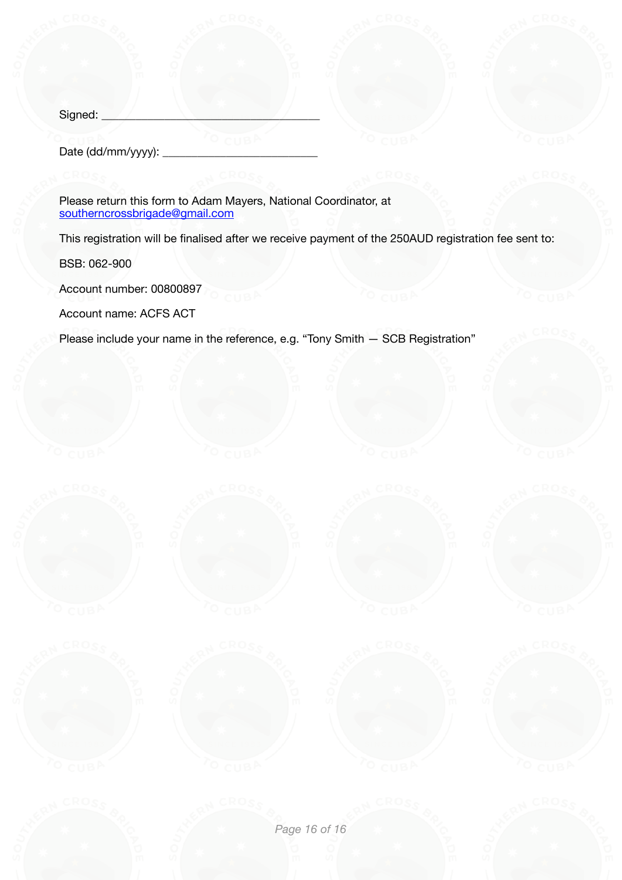Signed: ___________________________________

Date (dd/mm/yyyy): _________________________

Please return this form to Adam Mayers, National Coordinator, at southerncrossbrigade@gmail.com

This registration will be finalised after we receive payment of the 250AUD registration fee sent to:

BSB: 062-900

Account number: 00800897

Account name: ACFS ACT

Please include your name in the reference, e.g. “Tony Smith — SCB Registration”